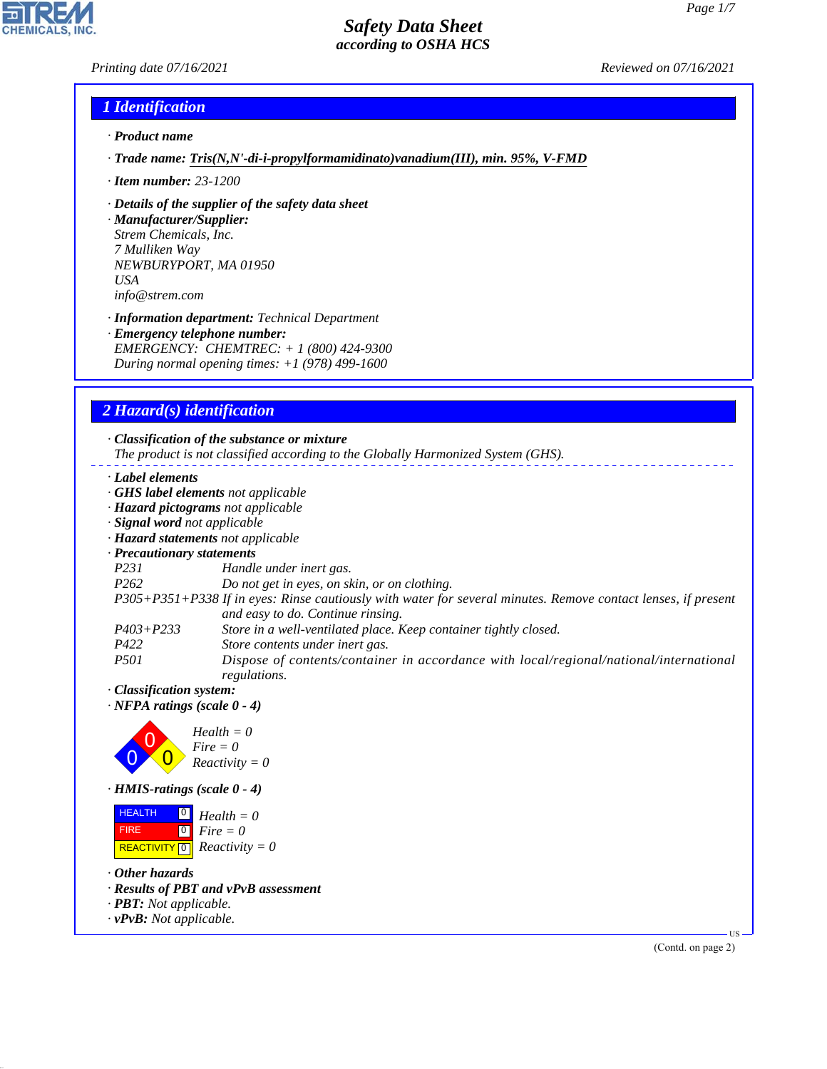# Safety Data Sheet
## according to OSHA HCS

*Printing date 07/16/2021* *Reviewed on 07/16/2021*

## 1 Identification

· **Product name**

· **Trade name:** **Tris(N,N'-di-i-propylformamidinato)vanadium(III), min. 95%, V-FMD**

· **Item number:** 23-1200

· **Details of the supplier of the safety data sheet**

· **Manufacturer/Supplier:**
Strem Chemicals, Inc.
7 Mulliken Way
NEWBURYPORT, MA 01950
USA
info@strem.com

· **Information department:** Technical Department

· **Emergency telephone number:**
EMERGENCY: CHEMTREC: + 1 (800) 424-9300
During normal opening times: +1 (978) 499-1600

## 2 Hazard(s) identification

· **Classification of the substance or mixture**
The product is not classified according to the Globally Harmonized System (GHS).

· **Label elements**
· **GHS label elements** not applicable
· **Hazard pictograms** not applicable
· **Signal word** not applicable
· **Hazard statements** not applicable
· **Precautionary statements**

| | |
|---|---|
| P231 | Handle under inert gas. |
| P262 | Do not get in eyes, on skin, or on clothing. |
| P305+P351+P338 | If in eyes: Rinse cautiously with water for several minutes. Remove contact lenses, if present and easy to do. Continue rinsing. |
| P403+P233 | Store in a well-ventilated place. Keep container tightly closed. |
| P422 | Store contents under inert gas. |
| P501 | Dispose of contents/container in accordance with local/regional/national/international regulations. |

· **Classification system:**
· **NFPA ratings (scale 0 - 4)**

Health = 0
Fire = 0
Reactivity = 0

· **HMIS-ratings (scale 0 - 4)**

| | | |
|---|---|---|
| HEALTH | 0 | Health = 0 |
| FIRE | 0 | Fire = 0 |
| REACTIVITY | 0 | Reactivity = 0 |

· **Other hazards**
· **Results of PBT and vPvB assessment**
· **PBT:** Not applicable.
· **vPvB:** Not applicable.

(Contd. on page 2)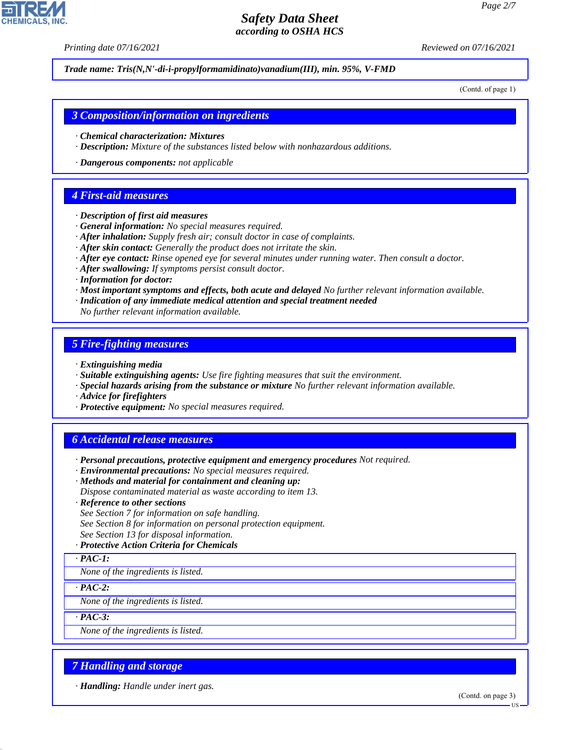**Trade name: Tris(N,N'-di-i-propylformamidinato)vanadium(III), min. 95%, V-FMD**

(Contd. of page 1)

## 3 Composition/information on ingredients

· **Chemical characterization: Mixtures**
· **Description:** Mixture of the substances listed below with nonhazardous additions.

· **Dangerous components:** not applicable

## 4 First-aid measures

· **Description of first aid measures**
· **General information:** No special measures required.
· **After inhalation:** Supply fresh air; consult doctor in case of complaints.
· **After skin contact:** Generally the product does not irritate the skin.
· **After eye contact:** Rinse opened eye for several minutes under running water. Then consult a doctor.
· **After swallowing:** If symptoms persist consult doctor.
· **Information for doctor:**
· **Most important symptoms and effects, both acute and delayed** No further relevant information available.
· **Indication of any immediate medical attention and special treatment needed**
No further relevant information available.

## 5 Fire-fighting measures

· **Extinguishing media**
· **Suitable extinguishing agents:** Use fire fighting measures that suit the environment.
· **Special hazards arising from the substance or mixture** No further relevant information available.
· **Advice for firefighters**
· **Protective equipment:** No special measures required.

## 6 Accidental release measures

· **Personal precautions, protective equipment and emergency procedures** Not required.
· **Environmental precautions:** No special measures required.
· **Methods and material for containment and cleaning up:**
Dispose contaminated material as waste according to item 13.
· **Reference to other sections**
See Section 7 for information on safe handling.
See Section 8 for information on personal protection equipment.
See Section 13 for disposal information.
· **Protective Action Criteria for Chemicals**

· **PAC-1:**
None of the ingredients is listed.

· **PAC-2:**
None of the ingredients is listed.

· **PAC-3:**
None of the ingredients is listed.

## 7 Handling and storage

· **Handling:** Handle under inert gas.

(Contd. on page 3)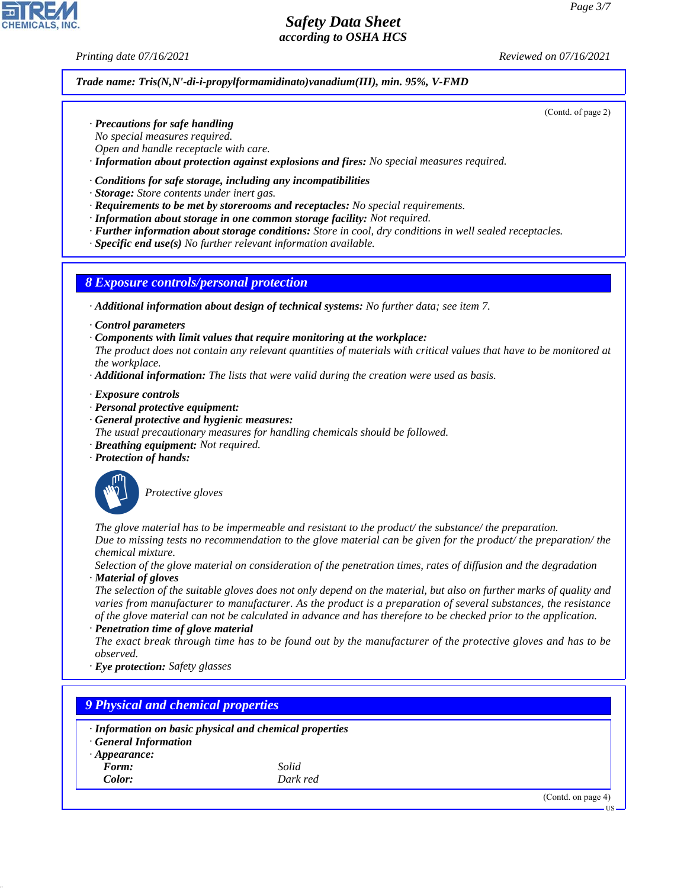**Trade name: Tris(N,N'-di-i-propylformamidinato)vanadium(III), min. 95%, V-FMD**

(Contd. of page 2)

· **Precautions for safe handling**
No special measures required.
Open and handle receptacle with care.
· **Information about protection against explosions and fires:** No special measures required.

· **Conditions for safe storage, including any incompatibilities**
· **Storage:** Store contents under inert gas.
· **Requirements to be met by storerooms and receptacles:** No special requirements.
· **Information about storage in one common storage facility:** Not required.
· **Further information about storage conditions:** Store in cool, dry conditions in well sealed receptacles.
· **Specific end use(s)** No further relevant information available.

## 8 Exposure controls/personal protection

· **Additional information about design of technical systems:** No further data; see item 7.

· **Control parameters**
· **Components with limit values that require monitoring at the workplace:**
The product does not contain any relevant quantities of materials with critical values that have to be monitored at the workplace.
· **Additional information:** The lists that were valid during the creation were used as basis.

· **Exposure controls**
· **Personal protective equipment:**
· **General protective and hygienic measures:**
The usual precautionary measures for handling chemicals should be followed.
· **Breathing equipment:** Not required.
· **Protection of hands:**

Protective gloves

The glove material has to be impermeable and resistant to the product/ the substance/ the preparation.
Due to missing tests no recommendation to the glove material can be given for the product/ the preparation/ the chemical mixture.
Selection of the glove material on consideration of the penetration times, rates of diffusion and the degradation
· **Material of gloves**
The selection of the suitable gloves does not only depend on the material, but also on further marks of quality and varies from manufacturer to manufacturer. As the product is a preparation of several substances, the resistance of the glove material can not be calculated in advance and has therefore to be checked prior to the application.
· **Penetration time of glove material**
The exact break through time has to be found out by the manufacturer of the protective gloves and has to be observed.
· **Eye protection:** Safety glasses

## 9 Physical and chemical properties

· **Information on basic physical and chemical properties**
· **General Information**
· **Appearance:**

| | |
|---|---|
| **Form:** | Solid |
| **Color:** | Dark red |

(Contd. on page 4)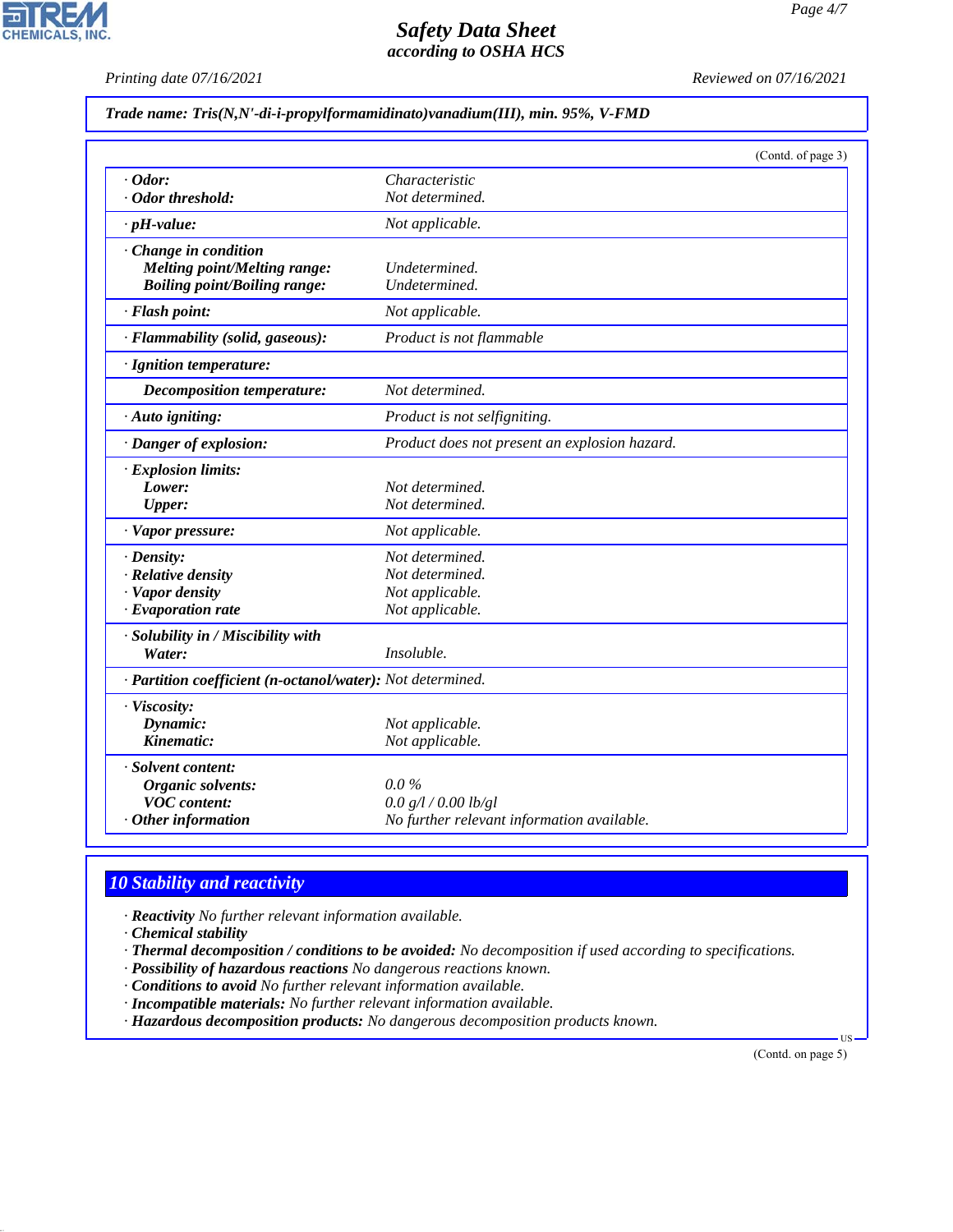**Trade name: Tris(N,N'-di-i-propylformamidinato)vanadium(III), min. 95%, V-FMD**

(Contd. of page 3)

| | |
|---|---|
| · **Odor:** | Characteristic |
| · **Odor threshold:** | Not determined. |
| · **pH-value:** | Not applicable. |
| · **Change in condition** | |
| **Melting point/Melting range:** | Undetermined. |
| **Boiling point/Boiling range:** | Undetermined. |
| · **Flash point:** | Not applicable. |
| · **Flammability (solid, gaseous):** | Product is not flammable |
| · **Ignition temperature:** | |
| **Decomposition temperature:** | Not determined. |
| · **Auto igniting:** | Product is not selfigniting. |
| · **Danger of explosion:** | Product does not present an explosion hazard. |
| · **Explosion limits:** | |
| **Lower:** | Not determined. |
| **Upper:** | Not determined. |
| · **Vapor pressure:** | Not applicable. |
| · **Density:** | Not determined. |
| · **Relative density** | Not determined. |
| · **Vapor density** | Not applicable. |
| · **Evaporation rate** | Not applicable. |
| · **Solubility in / Miscibility with** | |
| **Water:** | Insoluble. |
| · **Partition coefficient (n-octanol/water):** | Not determined. |
| · **Viscosity:** | |
| **Dynamic:** | Not applicable. |
| **Kinematic:** | Not applicable. |
| · **Solvent content:** | |
| **Organic solvents:** | 0.0 % |
| **VOC content:** | 0.0 g/l / 0.00 lb/gl |
| · **Other information** | No further relevant information available. |

## 10 Stability and reactivity

· **Reactivity** No further relevant information available.
· **Chemical stability**
· **Thermal decomposition / conditions to be avoided:** No decomposition if used according to specifications.
· **Possibility of hazardous reactions** No dangerous reactions known.
· **Conditions to avoid** No further relevant information available.
· **Incompatible materials:** No further relevant information available.
· **Hazardous decomposition products:** No dangerous decomposition products known.

(Contd. on page 5)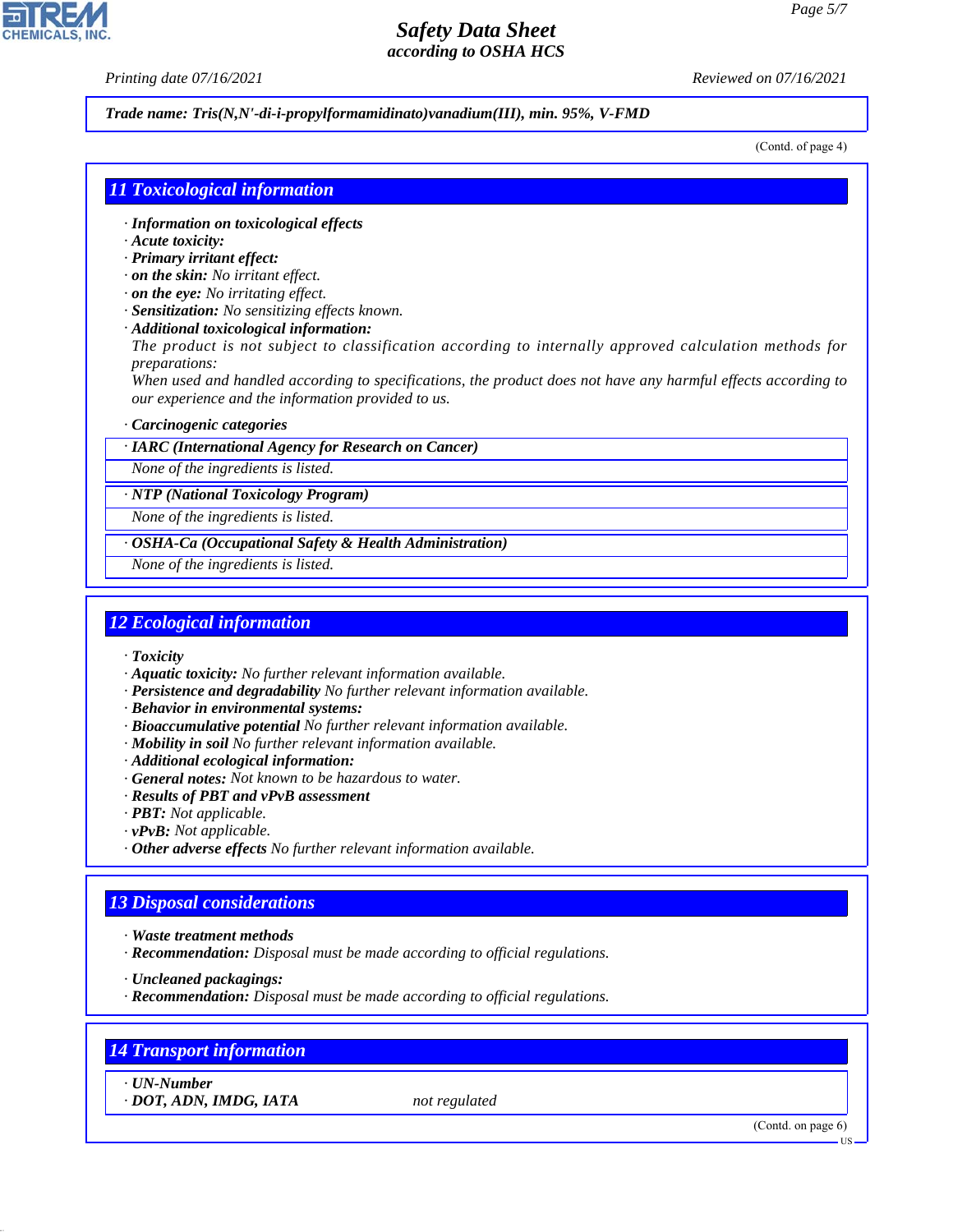**Trade name: Tris(N,N'-di-i-propylformamidinato)vanadium(III), min. 95%, V-FMD**

(Contd. of page 4)

## 11 Toxicological information

· **Information on toxicological effects**
· **Acute toxicity:**
· **Primary irritant effect:**
· **on the skin:** No irritant effect.
· **on the eye:** No irritating effect.
· **Sensitization:** No sensitizing effects known.
· **Additional toxicological information:**
The product is not subject to classification according to internally approved calculation methods for preparations:
When used and handled according to specifications, the product does not have any harmful effects according to our experience and the information provided to us.

· **Carcinogenic categories**

· **IARC (International Agency for Research on Cancer)**
None of the ingredients is listed.

· **NTP (National Toxicology Program)**
None of the ingredients is listed.

· **OSHA-Ca (Occupational Safety & Health Administration)**
None of the ingredients is listed.

## 12 Ecological information

· **Toxicity**
· **Aquatic toxicity:** No further relevant information available.
· **Persistence and degradability** No further relevant information available.
· **Behavior in environmental systems:**
· **Bioaccumulative potential** No further relevant information available.
· **Mobility in soil** No further relevant information available.
· **Additional ecological information:**
· **General notes:** Not known to be hazardous to water.
· **Results of PBT and vPvB assessment**
· **PBT:** Not applicable.
· **vPvB:** Not applicable.
· **Other adverse effects** No further relevant information available.

## 13 Disposal considerations

· **Waste treatment methods**
· **Recommendation:** Disposal must be made according to official regulations.

· **Uncleaned packagings:**
· **Recommendation:** Disposal must be made according to official regulations.

## 14 Transport information

· **UN-Number**
· **DOT, ADN, IMDG, IATA** not regulated

(Contd. on page 6)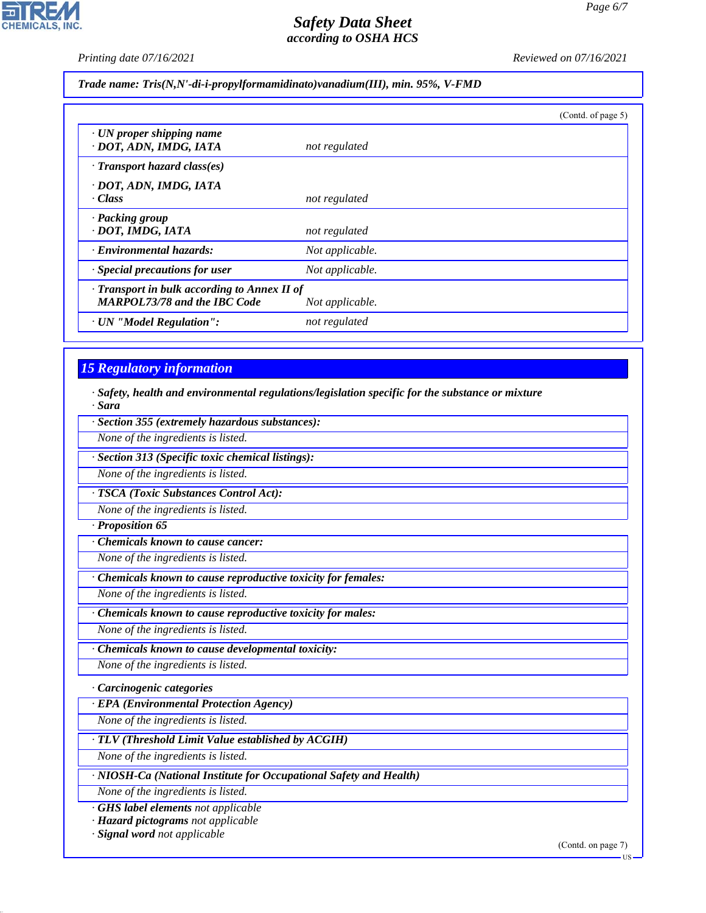Trade name: Tris(N,N'-di-i-propylformamidinato)vanadium(III), min. 95%, V-FMD

(Contd. of page 5)

| | |
|---|---|
| · UN proper shipping name<br>· DOT, ADN, IMDG, IATA | not regulated |
| · Transport hazard class(es)<br>· DOT, ADN, IMDG, IATA<br>· Class | not regulated |
| · Packing group<br>· DOT, IMDG, IATA | not regulated |
| · Environmental hazards: | Not applicable. |
| · Special precautions for user | Not applicable. |
| · Transport in bulk according to Annex II of MARPOL73/78 and the IBC Code | Not applicable. |
| · UN "Model Regulation": | not regulated |

## 15 Regulatory information

· **Safety, health and environmental regulations/legislation specific for the substance or mixture**
· **Sara**

· **Section 355 (extremely hazardous substances):**
None of the ingredients is listed.

· **Section 313 (Specific toxic chemical listings):**
None of the ingredients is listed.

· **TSCA (Toxic Substances Control Act):**
None of the ingredients is listed.

· **Proposition 65**

· **Chemicals known to cause cancer:**
None of the ingredients is listed.

· **Chemicals known to cause reproductive toxicity for females:**
None of the ingredients is listed.

· **Chemicals known to cause reproductive toxicity for males:**
None of the ingredients is listed.

· **Chemicals known to cause developmental toxicity:**
None of the ingredients is listed.

· **Carcinogenic categories**

· **EPA (Environmental Protection Agency)**
None of the ingredients is listed.

· **TLV (Threshold Limit Value established by ACGIH)**
None of the ingredients is listed.

· **NIOSH-Ca (National Institute for Occupational Safety and Health)**
None of the ingredients is listed.

· **GHS label elements** not applicable
· **Hazard pictograms** not applicable
· **Signal word** not applicable

(Contd. on page 7)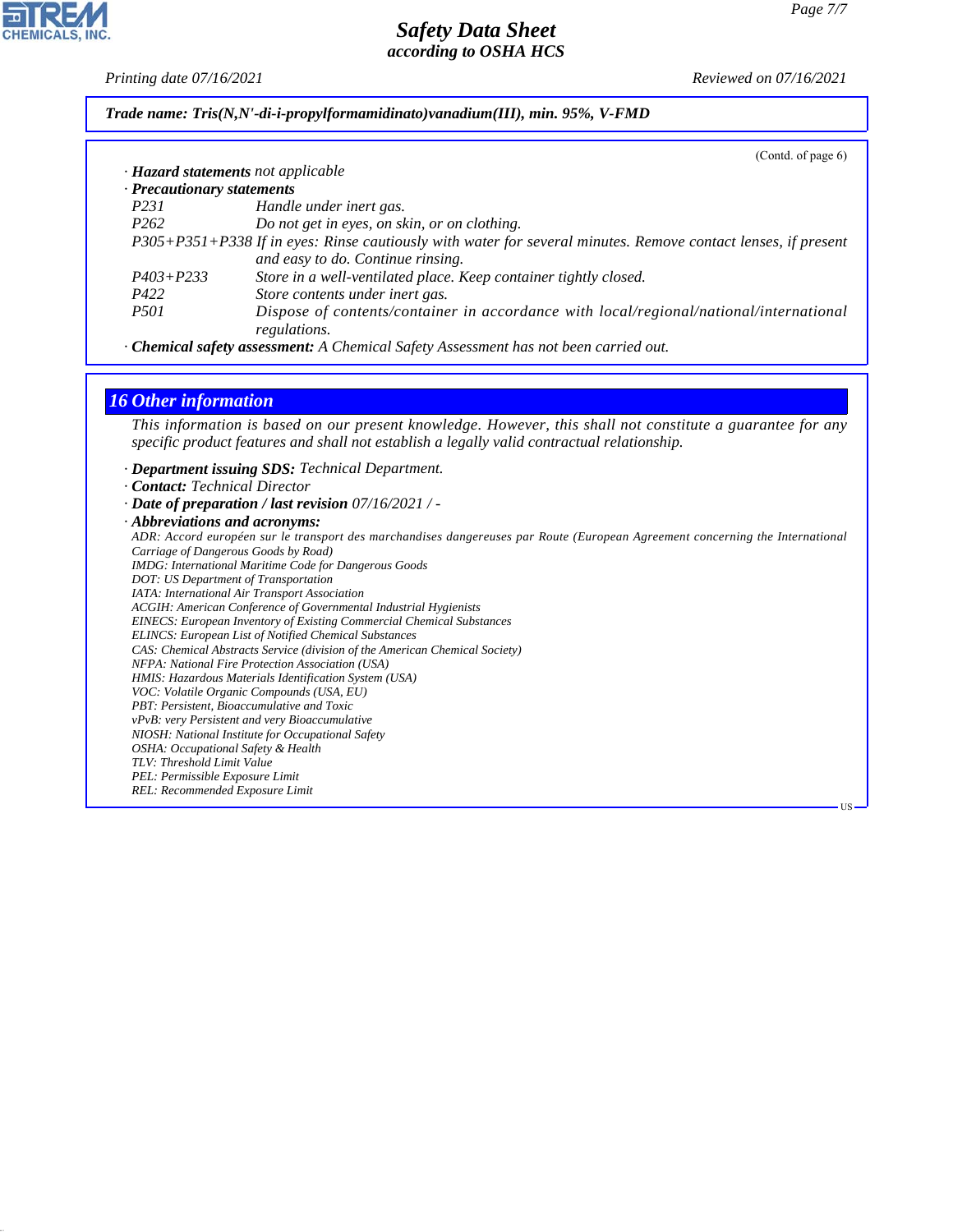**Trade name: Tris(N,N'-di-i-propylformamidinato)vanadium(III), min. 95%, V-FMD**

(Contd. of page 6)

· **Hazard statements** not applicable
· **Precautionary statements**

| | |
|---|---|
| P231 | Handle under inert gas. |
| P262 | Do not get in eyes, on skin, or on clothing. |
| P305+P351+P338 | If in eyes: Rinse cautiously with water for several minutes. Remove contact lenses, if present and easy to do. Continue rinsing. |
| P403+P233 | Store in a well-ventilated place. Keep container tightly closed. |
| P422 | Store contents under inert gas. |
| P501 | Dispose of contents/container in accordance with local/regional/national/international regulations. |

· **Chemical safety assessment:** A Chemical Safety Assessment has not been carried out.

## 16 Other information

This information is based on our present knowledge. However, this shall not constitute a guarantee for any specific product features and shall not establish a legally valid contractual relationship.

· **Department issuing SDS:** Technical Department.
· **Contact:** Technical Director
· **Date of preparation / last revision** 07/16/2021 / -
· **Abbreviations and acronyms:**
ADR: Accord européen sur le transport des marchandises dangereuses par Route (European Agreement concerning the International Carriage of Dangerous Goods by Road)
IMDG: International Maritime Code for Dangerous Goods
DOT: US Department of Transportation
IATA: International Air Transport Association
ACGIH: American Conference of Governmental Industrial Hygienists
EINECS: European Inventory of Existing Commercial Chemical Substances
ELINCS: European List of Notified Chemical Substances
CAS: Chemical Abstracts Service (division of the American Chemical Society)
NFPA: National Fire Protection Association (USA)
HMIS: Hazardous Materials Identification System (USA)
VOC: Volatile Organic Compounds (USA, EU)
PBT: Persistent, Bioaccumulative and Toxic
vPvB: very Persistent and very Bioaccumulative
NIOSH: National Institute for Occupational Safety
OSHA: Occupational Safety & Health
TLV: Threshold Limit Value
PEL: Permissible Exposure Limit
REL: Recommended Exposure Limit